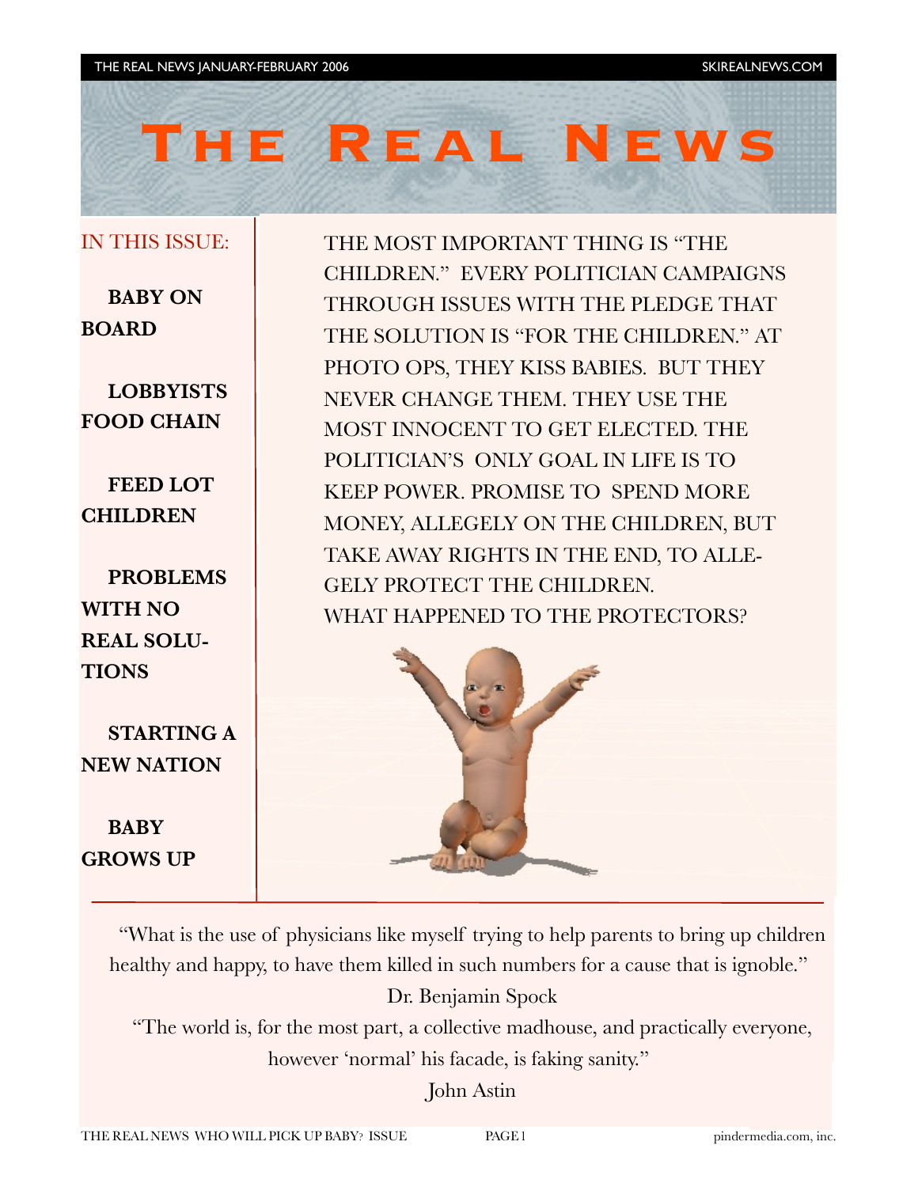# The Real News

IN THIS ISSUE:

- **BABY ON BOARD**
- **LOBBYISTS FOOD CHAIN**
- **FEED LOT CHILDREN**
- **PROBLEMS WITH NO REAL SOLUTIONS**
- **STARTING A NEW NATION**
- **BABY GROWS UP**

THE MOST IMPORTANT THING IS "THE CHILDREN." EVERY POLITICIAN CAMPAIGNS THROUGH ISSUES WITH THE PLEDGE THAT THE SOLUTION IS "FOR THE CHILDREN." AT PHOTO OPS, THEY KISS BABIES. BUT THEY NEVER CHANGE THEM. THEY USE THE MOST INNOCENT TO GET ELECTED. THE POLITICIAN'S ONLY GOAL IN LIFE IS TO KEEP POWER. PROMISE TO SPEND MORE MONEY, ALLEGELY ON THE CHILDREN, BUT TAKE AWAY RIGHTS IN THE END, TO ALLEGELY PROTECT THE CHILDREN.
WHAT HAPPENED TO THE PROTECTORS?

"What is the use of physicians like myself trying to help parents to bring up children healthy and happy, to have them killed in such numbers for a cause that is ignoble."

Dr. Benjamin Spock

"The world is, for the most part, a collective madhouse, and practically everyone, however 'normal' his facade, is faking sanity."

John Astin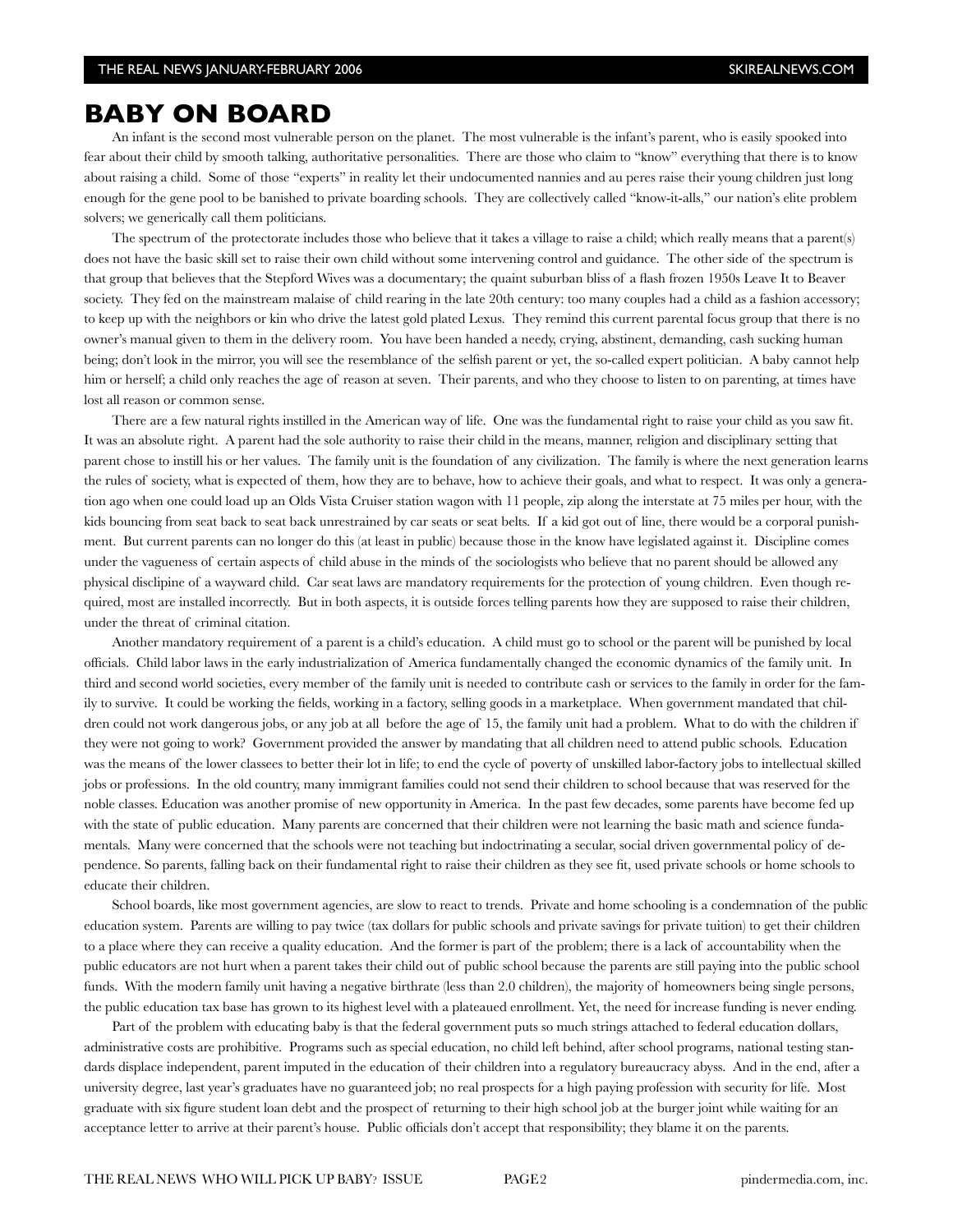# BABY ON BOARD

An infant is the second most vulnerable person on the planet. The most vulnerable is the infant's parent, who is easily spooked into fear about their child by smooth talking, authoritative personalities. There are those who claim to "know" everything that there is to know about raising a child. Some of those "experts" in reality let their undocumented nannies and au peres raise their young children just long enough for the gene pool to be banished to private boarding schools. They are collectively called "know-it-alls," our nation's elite problem solvers; we generically call them politicians.

The spectrum of the protectorate includes those who believe that it takes a village to raise a child; which really means that a parent(s) does not have the basic skill set to raise their own child without some intervening control and guidance. The other side of the spectrum is that group that believes that the Stepford Wives was a documentary; the quaint suburban bliss of a flash frozen 1950s Leave It to Beaver society. They fed on the mainstream malaise of child rearing in the late 20th century: too many couples had a child as a fashion accessory; to keep up with the neighbors or kin who drive the latest gold plated Lexus. They remind this current parental focus group that there is no owner's manual given to them in the delivery room. You have been handed a needy, crying, abstinent, demanding, cash sucking human being; don't look in the mirror, you will see the resemblance of the selfish parent or yet, the so-called expert politician. A baby cannot help him or herself; a child only reaches the age of reason at seven. Their parents, and who they choose to listen to on parenting, at times have lost all reason or common sense.

There are a few natural rights instilled in the American way of life. One was the fundamental right to raise your child as you saw fit. It was an absolute right. A parent had the sole authority to raise their child in the means, manner, religion and disciplinary setting that parent chose to instill his or her values. The family unit is the foundation of any civilization. The family is where the next generation learns the rules of society, what is expected of them, how they are to behave, how to achieve their goals, and what to respect. It was only a generation ago when one could load up an Olds Vista Cruiser station wagon with 11 people, zip along the interstate at 75 miles per hour, with the kids bouncing from seat back to seat back unrestrained by car seats or seat belts. If a kid got out of line, there would be a corporal punishment. But current parents can no longer do this (at least in public) because those in the know have legislated against it. Discipline comes under the vagueness of certain aspects of child abuse in the minds of the sociologists who believe that no parent should be allowed any physical disclipine of a wayward child. Car seat laws are mandatory requirements for the protection of young children. Even though required, most are installed incorrectly. But in both aspects, it is outside forces telling parents how they are supposed to raise their children, under the threat of criminal citation.

Another mandatory requirement of a parent is a child's education. A child must go to school or the parent will be punished by local officials. Child labor laws in the early industrialization of America fundamentally changed the economic dynamics of the family unit. In third and second world societies, every member of the family unit is needed to contribute cash or services to the family in order for the family to survive. It could be working the fields, working in a factory, selling goods in a marketplace. When government mandated that children could not work dangerous jobs, or any job at all before the age of 15, the family unit had a problem. What to do with the children if they were not going to work? Government provided the answer by mandating that all children need to attend public schools. Education was the means of the lower classees to better their lot in life; to end the cycle of poverty of unskilled labor-factory jobs to intellectual skilled jobs or professions. In the old country, many immigrant families could not send their children to school because that was reserved for the noble classes. Education was another promise of new opportunity in America. In the past few decades, some parents have become fed up with the state of public education. Many parents are concerned that their children were not learning the basic math and science fundamentals. Many were concerned that the schools were not teaching but indoctrinating a secular, social driven governmental policy of dependence. So parents, falling back on their fundamental right to raise their children as they see fit, used private schools or home schools to educate their children.

School boards, like most government agencies, are slow to react to trends. Private and home schooling is a condemnation of the public education system. Parents are willing to pay twice (tax dollars for public schools and private savings for private tuition) to get their children to a place where they can receive a quality education. And the former is part of the problem; there is a lack of accountability when the public educators are not hurt when a parent takes their child out of public school because the parents are still paying into the public school funds. With the modern family unit having a negative birthrate (less than 2.0 children), the majority of homeowners being single persons, the public education tax base has grown to its highest level with a plateaued enrollment. Yet, the need for increase funding is never ending.

Part of the problem with educating baby is that the federal government puts so much strings attached to federal education dollars, administrative costs are prohibitive. Programs such as special education, no child left behind, after school programs, national testing standards displace independent, parent imputed in the education of their children into a regulatory bureaucracy abyss. And in the end, after a university degree, last year's graduates have no guaranteed job; no real prospects for a high paying profession with security for life. Most graduate with six figure student loan debt and the prospect of returning to their high school job at the burger joint while waiting for an acceptance letter to arrive at their parent's house. Public officials don't accept that responsibility; they blame it on the parents.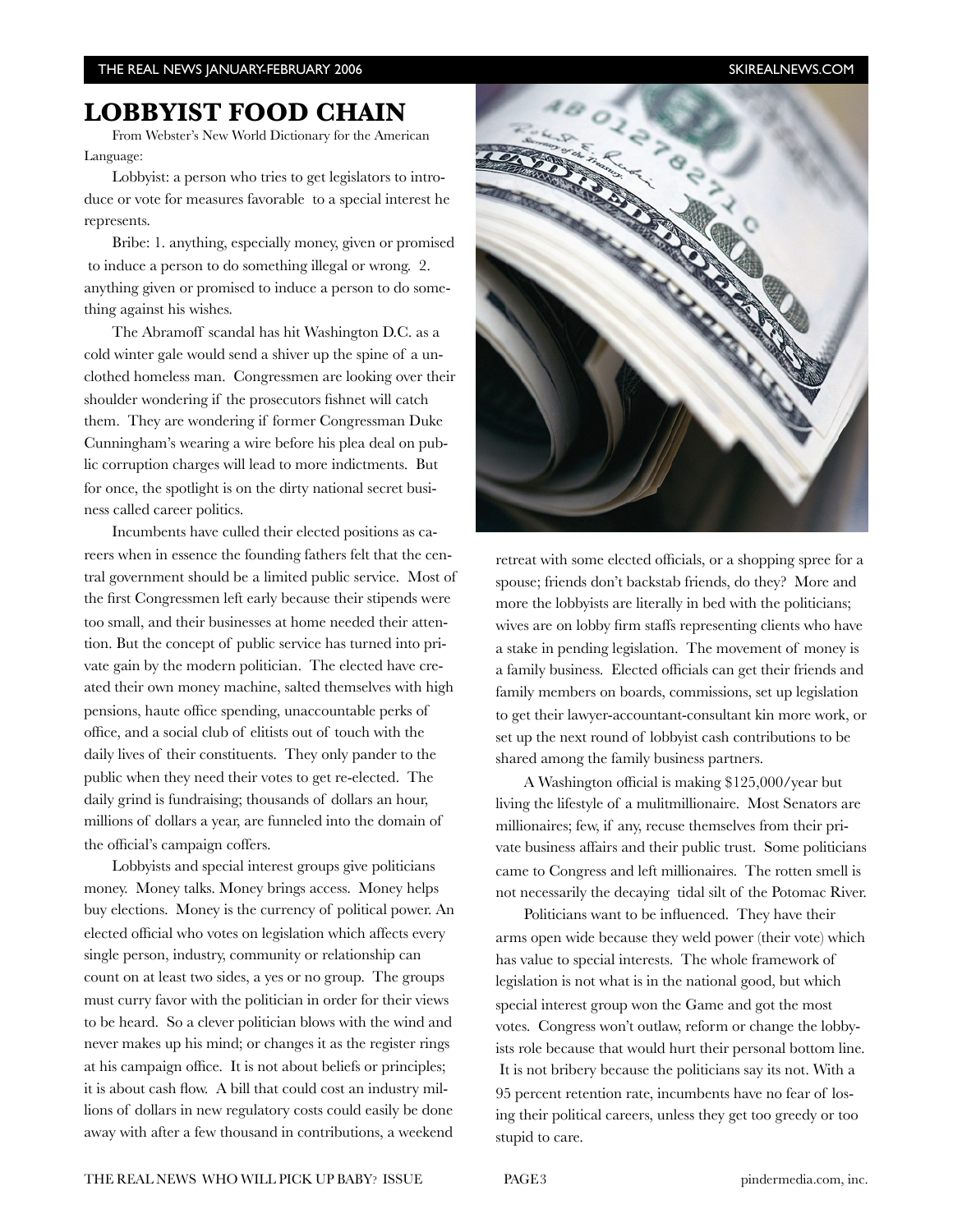## LOBBYIST FOOD CHAIN

From Webster's New World Dictionary for the American Language:

Lobbyist: a person who tries to get legislators to introduce or vote for measures favorable to a special interest he represents.

Bribe: 1. anything, especially money, given or promised to induce a person to do something illegal or wrong. 2. anything given or promised to induce a person to do something against his wishes.

The Abramoff scandal has hit Washington D.C. as a cold winter gale would send a shiver up the spine of a unclothed homeless man. Congressmen are looking over their shoulder wondering if the prosecutors fishnet will catch them. They are wondering if former Congressman Duke Cunningham's wearing a wire before his plea deal on public corruption charges will lead to more indictments. But for once, the spotlight is on the dirty national secret business called career politics.

Incumbents have culled their elected positions as careers when in essence the founding fathers felt that the central government should be a limited public service. Most of the first Congressmen left early because their stipends were too small, and their businesses at home needed their attention. But the concept of public service has turned into private gain by the modern politician. The elected have created their own money machine, salted themselves with high pensions, haute office spending, unaccountable perks of office, and a social club of elitists out of touch with the daily lives of their constituents. They only pander to the public when they need their votes to get re-elected. The daily grind is fundraising; thousands of dollars an hour, millions of dollars a year, are funneled into the domain of the official's campaign coffers.

Lobbyists and special interest groups give politicians money. Money talks. Money brings access. Money helps buy elections. Money is the currency of political power. An elected official who votes on legislation which affects every single person, industry, community or relationship can count on at least two sides, a yes or no group. The groups must curry favor with the politician in order for their views to be heard. So a clever politician blows with the wind and never makes up his mind; or changes it as the register rings at his campaign office. It is not about beliefs or principles; it is about cash flow. A bill that could cost an industry millions of dollars in new regulatory costs could easily be done away with after a few thousand in contributions, a weekend retreat with some elected officials, or a shopping spree for a spouse; friends don't backstab friends, do they? More and more the lobbyists are literally in bed with the politicians; wives are on lobby firm staffs representing clients who have a stake in pending legislation. The movement of money is a family business. Elected officials can get their friends and family members on boards, commissions, set up legislation to get their lawyer-accountant-consultant kin more work, or set up the next round of lobbyist cash contributions to be shared among the family business partners.

A Washington official is making $125,000/year but living the lifestyle of a mulitmillionaire. Most Senators are millionaires; few, if any, recuse themselves from their private business affairs and their public trust. Some politicians came to Congress and left millionaires. The rotten smell is not necessarily the decaying tidal silt of the Potomac River.

Politicians want to be influenced. They have their arms open wide because they weld power (their vote) which has value to special interests. The whole framework of legislation is not what is in the national good, but which special interest group won the Game and got the most votes. Congress won't outlaw, reform or change the lobbyists role because that would hurt their personal bottom line. It is not bribery because the politicians say its not. With a 95 percent retention rate, incumbents have no fear of losing their political careers, unless they get too greedy or too stupid to care.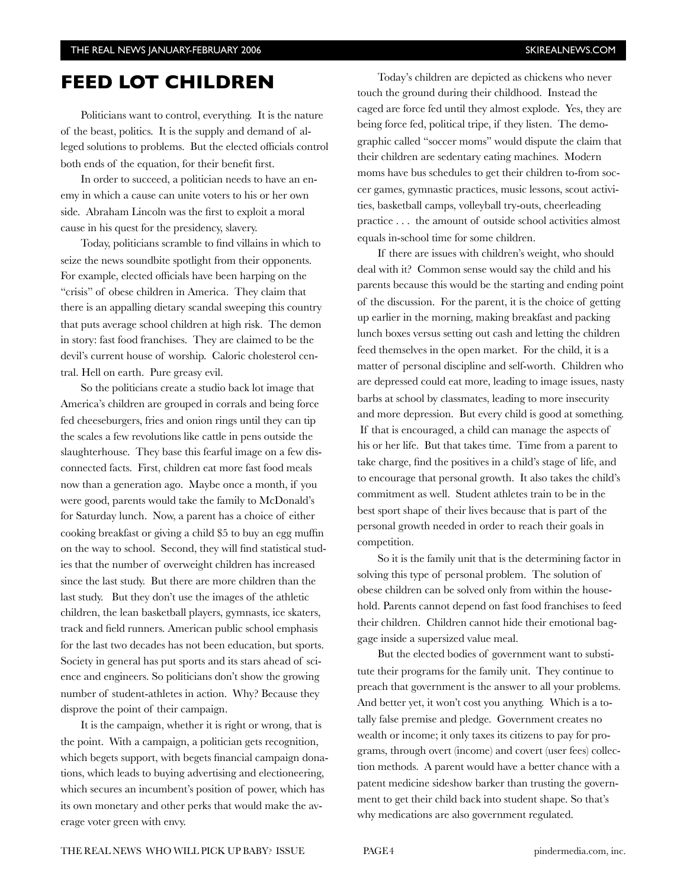# FEED LOT CHILDREN

Politicians want to control, everything. It is the nature of the beast, politics. It is the supply and demand of alleged solutions to problems. But the elected officials control both ends of the equation, for their benefit first.

In order to succeed, a politician needs to have an enemy in which a cause can unite voters to his or her own side. Abraham Lincoln was the first to exploit a moral cause in his quest for the presidency, slavery.

Today, politicians scramble to find villains in which to seize the news soundbite spotlight from their opponents. For example, elected officials have been harping on the "crisis" of obese children in America. They claim that there is an appalling dietary scandal sweeping this country that puts average school children at high risk. The demon in story: fast food franchises. They are claimed to be the devil's current house of worship. Caloric cholesterol central. Hell on earth. Pure greasy evil.

So the politicians create a studio back lot image that America's children are grouped in corrals and being force fed cheeseburgers, fries and onion rings until they can tip the scales a few revolutions like cattle in pens outside the slaughterhouse. They base this fearful image on a few disconnected facts. First, children eat more fast food meals now than a generation ago. Maybe once a month, if you were good, parents would take the family to McDonald's for Saturday lunch. Now, a parent has a choice of either cooking breakfast or giving a child $5 to buy an egg muffin on the way to school. Second, they will find statistical studies that the number of overweight children has increased since the last study. But there are more children than the last study. But they don't use the images of the athletic children, the lean basketball players, gymnasts, ice skaters, track and field runners. American public school emphasis for the last two decades has not been education, but sports. Society in general has put sports and its stars ahead of science and engineers. So politicians don't show the growing number of student-athletes in action. Why? Because they disprove the point of their campaign.

It is the campaign, whether it is right or wrong, that is the point. With a campaign, a politician gets recognition, which begets support, with begets financial campaign donations, which leads to buying advertising and electioneering, which secures an incumbent's position of power, which has its own monetary and other perks that would make the average voter green with envy.

Today's children are depicted as chickens who never touch the ground during their childhood. Instead the caged are force fed until they almost explode. Yes, they are being force fed, political tripe, if they listen. The demographic called "soccer moms" would dispute the claim that their children are sedentary eating machines. Modern moms have bus schedules to get their children to-from soccer games, gymnastic practices, music lessons, scout activities, basketball camps, volleyball try-outs, cheerleading practice . . . the amount of outside school activities almost equals in-school time for some children.

If there are issues with children's weight, who should deal with it? Common sense would say the child and his parents because this would be the starting and ending point of the discussion. For the parent, it is the choice of getting up earlier in the morning, making breakfast and packing lunch boxes versus setting out cash and letting the children feed themselves in the open market. For the child, it is a matter of personal discipline and self-worth. Children who are depressed could eat more, leading to image issues, nasty barbs at school by classmates, leading to more insecurity and more depression. But every child is good at something. If that is encouraged, a child can manage the aspects of his or her life. But that takes time. Time from a parent to take charge, find the positives in a child's stage of life, and to encourage that personal growth. It also takes the child's commitment as well. Student athletes train to be in the best sport shape of their lives because that is part of the personal growth needed in order to reach their goals in competition.

So it is the family unit that is the determining factor in solving this type of personal problem. The solution of obese children can be solved only from within the household. Parents cannot depend on fast food franchises to feed their children. Children cannot hide their emotional baggage inside a supersized value meal.

But the elected bodies of government want to substitute their programs for the family unit. They continue to preach that government is the answer to all your problems. And better yet, it won't cost you anything. Which is a totally false premise and pledge. Government creates no wealth or income; it only taxes its citizens to pay for programs, through overt (income) and covert (user fees) collection methods. A parent would have a better chance with a patent medicine sideshow barker than trusting the government to get their child back into student shape. So that's why medications are also government regulated.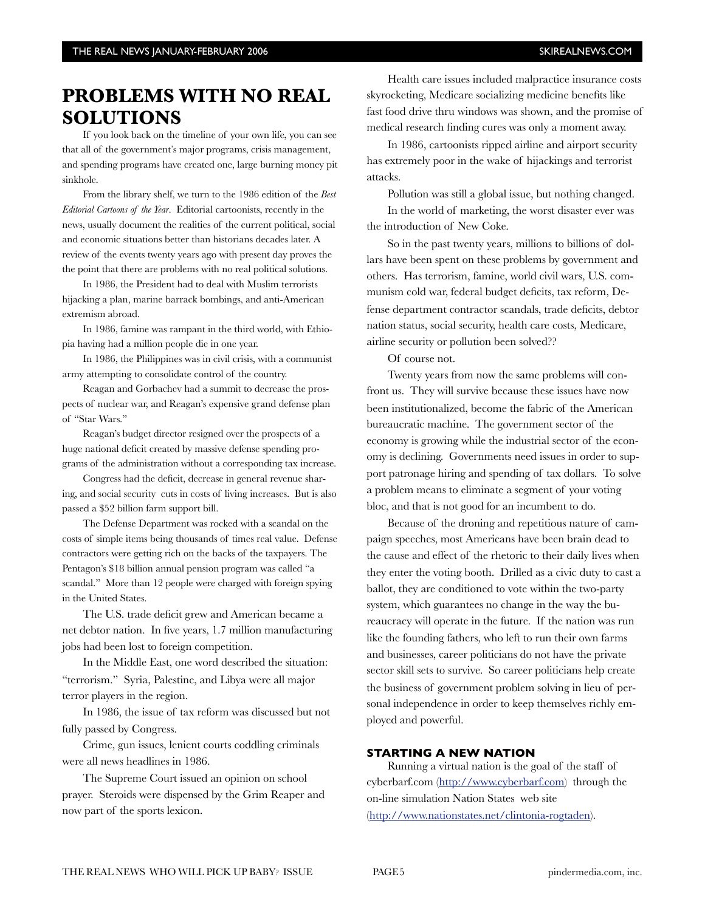# PROBLEMS WITH NO REAL SOLUTIONS

If you look back on the timeline of your own life, you can see that all of the government's major programs, crisis management, and spending programs have created one, large burning money pit sinkhole.

From the library shelf, we turn to the 1986 edition of the *Best Editorial Cartoons of the Year*. Editorial cartoonists, recently in the news, usually document the realities of the current political, social and economic situations better than historians decades later. A review of the events twenty years ago with present day proves the the point that there are problems with no real political solutions.

In 1986, the President had to deal with Muslim terrorists hijacking a plan, marine barrack bombings, and anti-American extremism abroad.

In 1986, famine was rampant in the third world, with Ethiopia having had a million people die in one year.

In 1986, the Philippines was in civil crisis, with a communist army attempting to consolidate control of the country.

Reagan and Gorbachev had a summit to decrease the prospects of nuclear war, and Reagan's expensive grand defense plan of "Star Wars."

Reagan's budget director resigned over the prospects of a huge national deficit created by massive defense spending programs of the administration without a corresponding tax increase.

Congress had the deficit, decrease in general revenue sharing, and social security cuts in costs of living increases. But is also passed a $52 billion farm support bill.

The Defense Department was rocked with a scandal on the costs of simple items being thousands of times real value. Defense contractors were getting rich on the backs of the taxpayers. The Pentagon's $18 billion annual pension program was called "a scandal." More than 12 people were charged with foreign spying in the United States.

The U.S. trade deficit grew and American became a net debtor nation. In five years, 1.7 million manufacturing jobs had been lost to foreign competition.

In the Middle East, one word described the situation: "terrorism." Syria, Palestine, and Libya were all major terror players in the region.

In 1986, the issue of tax reform was discussed but not fully passed by Congress.

Crime, gun issues, lenient courts coddling criminals were all news headlines in 1986.

The Supreme Court issued an opinion on school prayer. Steroids were dispensed by the Grim Reaper and now part of the sports lexicon.

Health care issues included malpractice insurance costs skyrocketing, Medicare socializing medicine benefits like fast food drive thru windows was shown, and the promise of medical research finding cures was only a moment away.

In 1986, cartoonists ripped airline and airport security has extremely poor in the wake of hijackings and terrorist attacks.

Pollution was still a global issue, but nothing changed.

In the world of marketing, the worst disaster ever was the introduction of New Coke.

So in the past twenty years, millions to billions of dollars have been spent on these problems by government and others. Has terrorism, famine, world civil wars, U.S. communism cold war, federal budget deficits, tax reform, Defense department contractor scandals, trade deficits, debtor nation status, social security, health care costs, Medicare, airline security or pollution been solved??

Of course not.

Twenty years from now the same problems will confront us. They will survive because these issues have now been institutionalized, become the fabric of the American bureaucratic machine. The government sector of the economy is growing while the industrial sector of the economy is declining. Governments need issues in order to support patronage hiring and spending of tax dollars. To solve a problem means to eliminate a segment of your voting bloc, and that is not good for an incumbent to do.

Because of the droning and repetitious nature of campaign speeches, most Americans have been brain dead to the cause and effect of the rhetoric to their daily lives when they enter the voting booth. Drilled as a civic duty to cast a ballot, they are conditioned to vote within the two-party system, which guarantees no change in the way the bureaucracy will operate in the future. If the nation was run like the founding fathers, who left to run their own farms and businesses, career politicians do not have the private sector skill sets to survive. So career politicians help create the business of government problem solving in lieu of personal independence in order to keep themselves richly employed and powerful.

### STARTING A NEW NATION

Running a virtual nation is the goal of the staff of cyberbarf.com (http://www.cyberbarf.com) through the on-line simulation Nation States web site (http://www.nationstates.net/clintonia-rogtaden).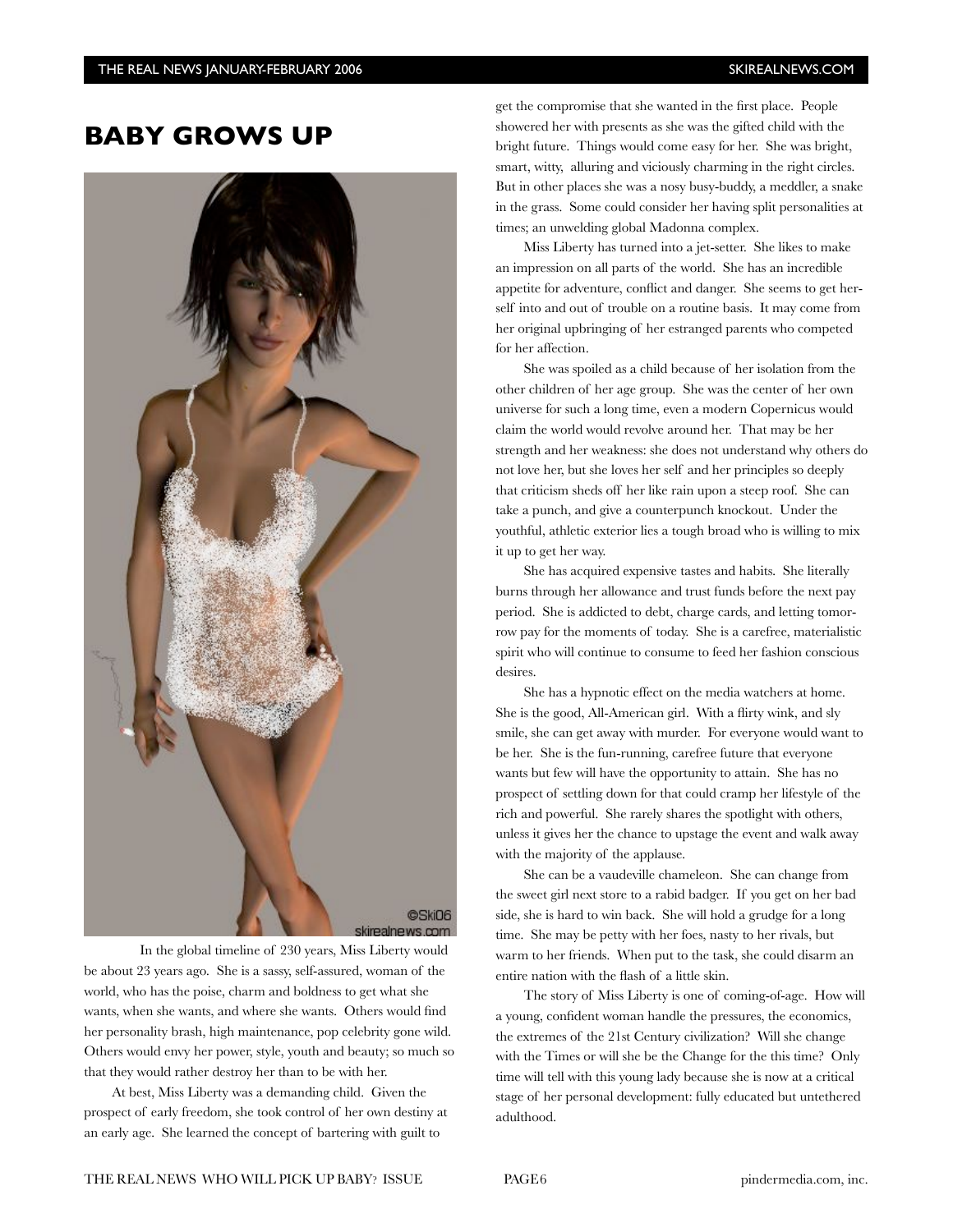## BABY GROWS UP

In the global timeline of 230 years, Miss Liberty would be about 23 years ago. She is a sassy, self-assured, woman of the world, who has the poise, charm and boldness to get what she wants, when she wants, and where she wants. Others would find her personality brash, high maintenance, pop celebrity gone wild. Others would envy her power, style, youth and beauty; so much so that they would rather destroy her than to be with her.

At best, Miss Liberty was a demanding child. Given the prospect of early freedom, she took control of her own destiny at an early age. She learned the concept of bartering with guilt to get the compromise that she wanted in the first place. People showered her with presents as she was the gifted child with the bright future. Things would come easy for her. She was bright, smart, witty, alluring and viciously charming in the right circles. But in other places she was a nosy busy-buddy, a meddler, a snake in the grass. Some could consider her having split personalities at times; an unwelding global Madonna complex.

Miss Liberty has turned into a jet-setter. She likes to make an impression on all parts of the world. She has an incredible appetite for adventure, conflict and danger. She seems to get herself into and out of trouble on a routine basis. It may come from her original upbringing of her estranged parents who competed for her affection.

She was spoiled as a child because of her isolation from the other children of her age group. She was the center of her own universe for such a long time, even a modern Copernicus would claim the world would revolve around her. That may be her strength and her weakness: she does not understand why others do not love her, but she loves her self and her principles so deeply that criticism sheds off her like rain upon a steep roof. She can take a punch, and give a counterpunch knockout. Under the youthful, athletic exterior lies a tough broad who is willing to mix it up to get her way.

She has acquired expensive tastes and habits. She literally burns through her allowance and trust funds before the next pay period. She is addicted to debt, charge cards, and letting tomorrow pay for the moments of today. She is a carefree, materialistic spirit who will continue to consume to feed her fashion conscious desires.

She has a hypnotic effect on the media watchers at home. She is the good, All-American girl. With a flirty wink, and sly smile, she can get away with murder. For everyone would want to be her. She is the fun-running, carefree future that everyone wants but few will have the opportunity to attain. She has no prospect of settling down for that could cramp her lifestyle of the rich and powerful. She rarely shares the spotlight with others, unless it gives her the chance to upstage the event and walk away with the majority of the applause.

She can be a vaudeville chameleon. She can change from the sweet girl next store to a rabid badger. If you get on her bad side, she is hard to win back. She will hold a grudge for a long time. She may be petty with her foes, nasty to her rivals, but warm to her friends. When put to the task, she could disarm an entire nation with the flash of a little skin.

The story of Miss Liberty is one of coming-of-age. How will a young, confident woman handle the pressures, the economics, the extremes of the 21st Century civilization? Will she change with the Times or will she be the Change for the this time? Only time will tell with this young lady because she is now at a critical stage of her personal development: fully educated but untethered adulthood.